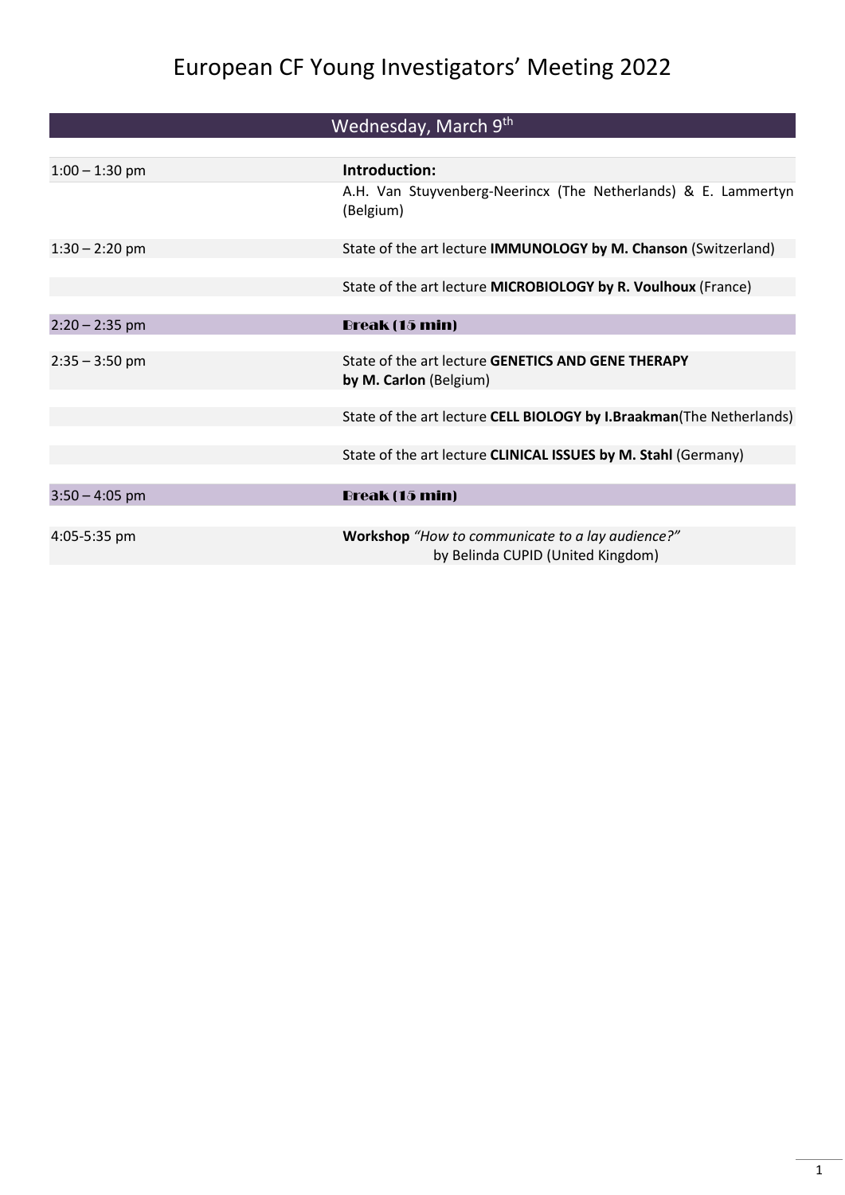# European CF Young Investigators' Meeting 2022

## Wednesday, March 9th

| Time | Program |
|---|---|
| 1:00 – 1:30 pm | **Introduction:** |
| | A.H. Van Stuyvenberg-Neerincx (The Netherlands) & E. Lammertyn (Belgium) |
| 1:30 – 2:20 pm | State of the art lecture **IMMUNOLOGY by M. Chanson** (Switzerland) |
| | State of the art lecture **MICROBIOLOGY by R. Voulhoux** (France) |
| 2:20 – 2:35 pm | **Break (15 min)** |
| 2:35 – 3:50 pm | State of the art lecture **GENETICS AND GENE THERAPY by M. Carlon** (Belgium) |
| | State of the art lecture **CELL BIOLOGY by I.Braakman**(The Netherlands) |
| | State of the art lecture **CLINICAL ISSUES by M. Stahl** (Germany) |
| 3:50 – 4:05 pm | **Break (15 min)** |
| 4:05-5:35 pm | **Workshop** *"How to communicate to a lay audience?"* by Belinda CUPID (United Kingdom) |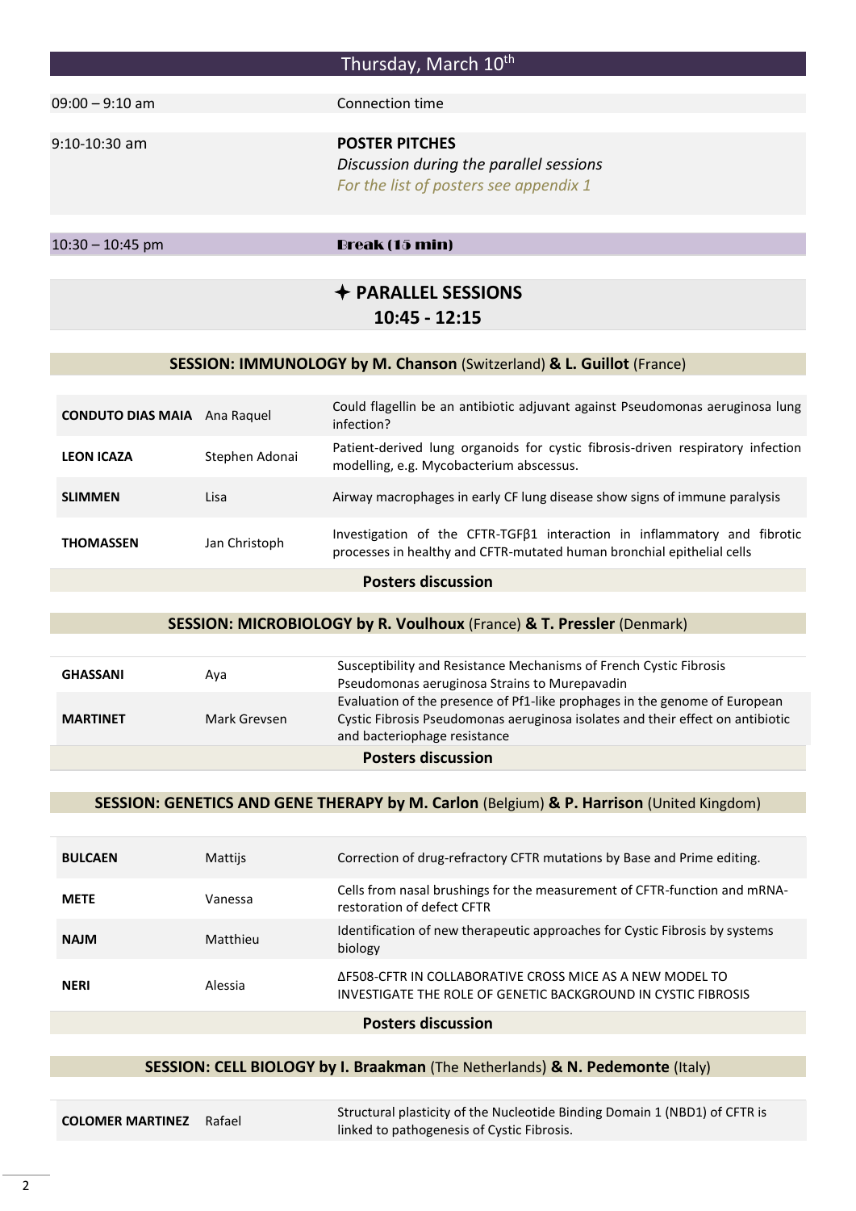## Thursday, March 10th

| | |
|---|---|
| 09:00 – 9:10 am | Connection time |
| 9:10-10:30 am | **POSTER PITCHES**<br>*Discussion during the parallel sessions*<br>*For the list of posters see appendix 1* |
| 10:30 – 10:45 pm | **Break (15 min)** |

## ✦ PARALLEL SESSIONS 10:45 - 12:15

### SESSION: IMMUNOLOGY by M. Chanson (Switzerland) & L. Guillot (France)

| | | |
|---|---|---|
| **CONDUTO DIAS MAIA** | Ana Raquel | Could flagellin be an antibiotic adjuvant against Pseudomonas aeruginosa lung infection? |
| **LEON ICAZA** | Stephen Adonai | Patient-derived lung organoids for cystic fibrosis-driven respiratory infection modelling, e.g. Mycobacterium abscessus. |
| **SLIMMEN** | Lisa | Airway macrophages in early CF lung disease show signs of immune paralysis |
| **THOMASSEN** | Jan Christoph | Investigation of the CFTR-TGFβ1 interaction in inflammatory and fibrotic processes in healthy and CFTR-mutated human bronchial epithelial cells |

**Posters discussion**

### SESSION: MICROBIOLOGY by R. Voulhoux (France) & T. Pressler (Denmark)

| | | |
|---|---|---|
| **GHASSANI** | Aya | Susceptibility and Resistance Mechanisms of French Cystic Fibrosis Pseudomonas aeruginosa Strains to Murepavadin |
| **MARTINET** | Mark Grevsen | Evaluation of the presence of Pf1-like prophages in the genome of European Cystic Fibrosis Pseudomonas aeruginosa isolates and their effect on antibiotic and bacteriophage resistance |

**Posters discussion**

### SESSION: GENETICS AND GENE THERAPY by M. Carlon (Belgium) & P. Harrison (United Kingdom)

| | | |
|---|---|---|
| **BULCAEN** | Mattijs | Correction of drug-refractory CFTR mutations by Base and Prime editing. |
| **METE** | Vanessa | Cells from nasal brushings for the measurement of CFTR-function and mRNA-restoration of defect CFTR |
| **NAJM** | Matthieu | Identification of new therapeutic approaches for Cystic Fibrosis by systems biology |
| **NERI** | Alessia | ΔF508-CFTR IN COLLABORATIVE CROSS MICE AS A NEW MODEL TO INVESTIGATE THE ROLE OF GENETIC BACKGROUND IN CYSTIC FIBROSIS |

**Posters discussion**

### SESSION: CELL BIOLOGY by I. Braakman (The Netherlands) & N. Pedemonte (Italy)

| | | |
|---|---|---|
| **COLOMER MARTINEZ** | Rafael | Structural plasticity of the Nucleotide Binding Domain 1 (NBD1) of CFTR is linked to pathogenesis of Cystic Fibrosis. |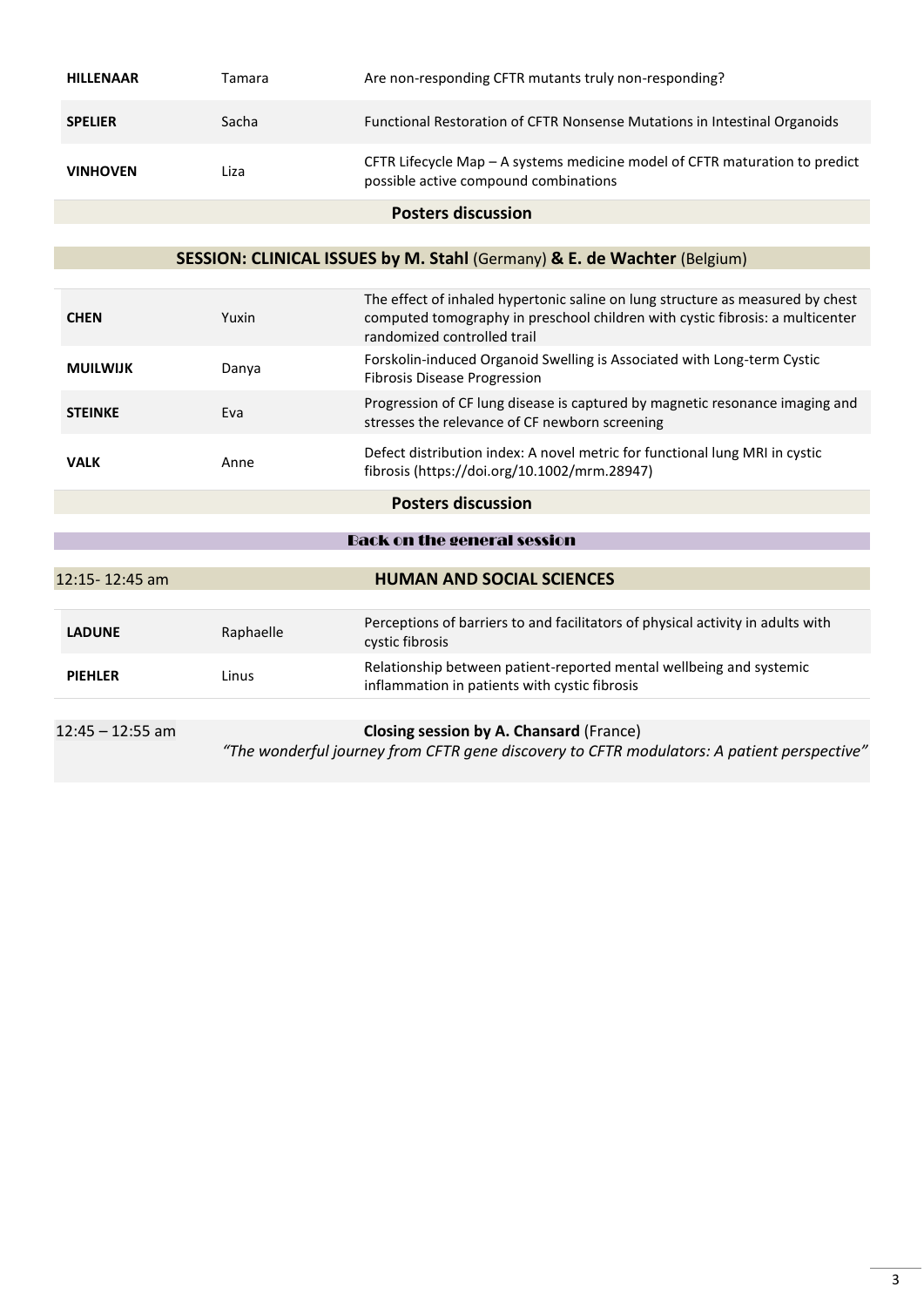| | | |
|---|---|---|
| **HILLENAAR** | Tamara | Are non-responding CFTR mutants truly non-responding? |
| **SPELIER** | Sacha | Functional Restoration of CFTR Nonsense Mutations in Intestinal Organoids |
| **VINHOVEN** | Liza | CFTR Lifecycle Map – A systems medicine model of CFTR maturation to predict possible active compound combinations |

**Posters discussion**

## SESSION: CLINICAL ISSUES by M. Stahl (Germany) & E. de Wachter (Belgium)

| | | |
|---|---|---|
| **CHEN** | Yuxin | The effect of inhaled hypertonic saline on lung structure as measured by chest computed tomography in preschool children with cystic fibrosis: a multicenter randomized controlled trail |
| **MUILWIJK** | Danya | Forskolin-induced Organoid Swelling is Associated with Long-term Cystic Fibrosis Disease Progression |
| **STEINKE** | Eva | Progression of CF lung disease is captured by magnetic resonance imaging and stresses the relevance of CF newborn screening |
| **VALK** | Anne | Defect distribution index: A novel metric for functional lung MRI in cystic fibrosis (https://doi.org/10.1002/mrm.28947) |

**Posters discussion**

**Back on the general session**

## 12:15- 12:45 am — HUMAN AND SOCIAL SCIENCES

| | | |
|---|---|---|
| **LADUNE** | Raphaelle | Perceptions of barriers to and facilitators of physical activity in adults with cystic fibrosis |
| **PIEHLER** | Linus | Relationship between patient-reported mental wellbeing and systemic inflammation in patients with cystic fibrosis |

12:45 – 12:55 am — **Closing session by A. Chansard** (France)

*"The wonderful journey from CFTR gene discovery to CFTR modulators: A patient perspective"*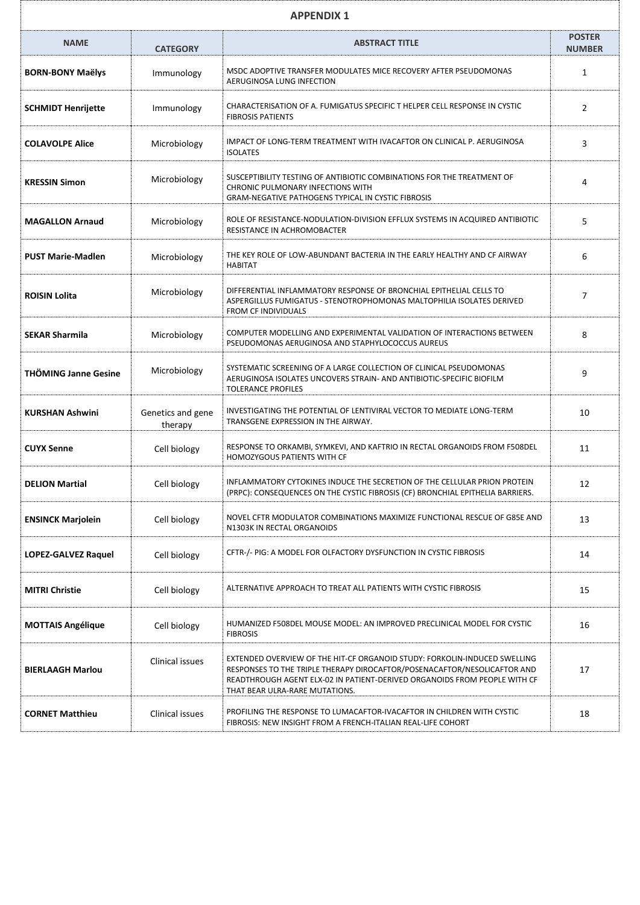# APPENDIX 1

| NAME | CATEGORY | ABSTRACT TITLE | POSTER NUMBER |
|---|---|---|---|
| **BORN-BONY Maëlys** | Immunology | MSDC ADOPTIVE TRANSFER MODULATES MICE RECOVERY AFTER PSEUDOMONAS AERUGINOSA LUNG INFECTION | 1 |
| **SCHMIDT Henrijette** | Immunology | CHARACTERISATION OF A. FUMIGATUS SPECIFIC T HELPER CELL RESPONSE IN CYSTIC FIBROSIS PATIENTS | 2 |
| **COLAVOLPE Alice** | Microbiology | IMPACT OF LONG-TERM TREATMENT WITH IVACAFTOR ON CLINICAL P. AERUGINOSA ISOLATES | 3 |
| **KRESSIN Simon** | Microbiology | SUSCEPTIBILITY TESTING OF ANTIBIOTIC COMBINATIONS FOR THE TREATMENT OF CHRONIC PULMONARY INFECTIONS WITH GRAM-NEGATIVE PATHOGENS TYPICAL IN CYSTIC FIBROSIS | 4 |
| **MAGALLON Arnaud** | Microbiology | ROLE OF RESISTANCE-NODULATION-DIVISION EFFLUX SYSTEMS IN ACQUIRED ANTIBIOTIC RESISTANCE IN ACHROMOBACTER | 5 |
| **PUST Marie-Madlen** | Microbiology | THE KEY ROLE OF LOW-ABUNDANT BACTERIA IN THE EARLY HEALTHY AND CF AIRWAY HABITAT | 6 |
| **ROISIN Lolita** | Microbiology | DIFFERENTIAL INFLAMMATORY RESPONSE OF BRONCHIAL EPITHELIAL CELLS TO ASPERGILLUS FUMIGATUS - STENOTROPHOMONAS MALTOPHILIA ISOLATES DERIVED FROM CF INDIVIDUALS | 7 |
| **SEKAR Sharmila** | Microbiology | COMPUTER MODELLING AND EXPERIMENTAL VALIDATION OF INTERACTIONS BETWEEN PSEUDOMONAS AERUGINOSA AND STAPHYLOCOCCUS AUREUS | 8 |
| **THÖMING Janne Gesine** | Microbiology | SYSTEMATIC SCREENING OF A LARGE COLLECTION OF CLINICAL PSEUDOMONAS AERUGINOSA ISOLATES UNCOVERS STRAIN- AND ANTIBIOTIC-SPECIFIC BIOFILM TOLERANCE PROFILES | 9 |
| **KURSHAN Ashwini** | Genetics and gene therapy | INVESTIGATING THE POTENTIAL OF LENTIVIRAL VECTOR TO MEDIATE LONG-TERM TRANSGENE EXPRESSION IN THE AIRWAY. | 10 |
| **CUYX Senne** | Cell biology | RESPONSE TO ORKAMBI, SYMKEVI, AND KAFTRIO IN RECTAL ORGANOIDS FROM F508DEL HOMOZYGOUS PATIENTS WITH CF | 11 |
| **DELION Martial** | Cell biology | INFLAMMATORY CYTOKINES INDUCE THE SECRETION OF THE CELLULAR PRION PROTEIN (PRPC): CONSEQUENCES ON THE CYSTIC FIBROSIS (CF) BRONCHIAL EPITHELIA BARRIERS. | 12 |
| **ENSINCK Marjolein** | Cell biology | NOVEL CFTR MODULATOR COMBINATIONS MAXIMIZE FUNCTIONAL RESCUE OF G85E AND N1303K IN RECTAL ORGANOIDS | 13 |
| **LOPEZ-GALVEZ Raquel** | Cell biology | CFTR-/- PIG: A MODEL FOR OLFACTORY DYSFUNCTION IN CYSTIC FIBROSIS | 14 |
| **MITRI Christie** | Cell biology | ALTERNATIVE APPROACH TO TREAT ALL PATIENTS WITH CYSTIC FIBROSIS | 15 |
| **MOTTAIS Angélique** | Cell biology | HUMANIZED F508DEL MOUSE MODEL: AN IMPROVED PRECLINICAL MODEL FOR CYSTIC FIBROSIS | 16 |
| **BIERLAAGH Marlou** | Clinical issues | EXTENDED OVERVIEW OF THE HIT-CF ORGANOID STUDY: FORKOLIN-INDUCED SWELLING RESPONSES TO THE TRIPLE THERAPY DIROCAFTOR/POSENACAFTOR/NESOLICAFTOR AND READTHROUGH AGENT ELX-02 IN PATIENT-DERIVED ORGANOIDS FROM PEOPLE WITH CF THAT BEAR ULRA-RARE MUTATIONS. | 17 |
| **CORNET Matthieu** | Clinical issues | PROFILING THE RESPONSE TO LUMACAFTOR-IVACAFTOR IN CHILDREN WITH CYSTIC FIBROSIS: NEW INSIGHT FROM A FRENCH-ITALIAN REAL-LIFE COHORT | 18 |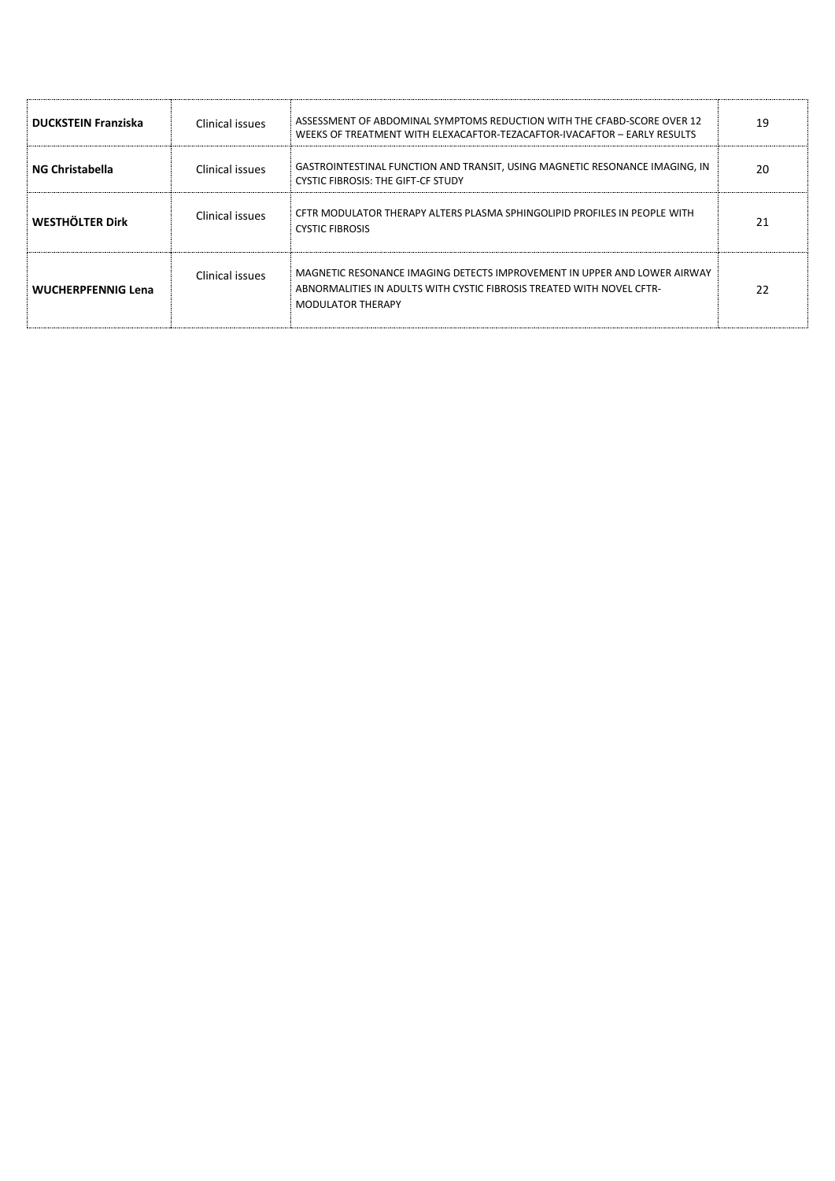| | | | |
|---|---|---|---|
| **DUCKSTEIN Franziska** | Clinical issues | ASSESSMENT OF ABDOMINAL SYMPTOMS REDUCTION WITH THE CFABD-SCORE OVER 12 WEEKS OF TREATMENT WITH ELEXACAFTOR-TEZACAFTOR-IVACAFTOR – EARLY RESULTS | 19 |
| **NG Christabella** | Clinical issues | GASTROINTESTINAL FUNCTION AND TRANSIT, USING MAGNETIC RESONANCE IMAGING, IN CYSTIC FIBROSIS: THE GIFT-CF STUDY | 20 |
| **WESTHÖLTER Dirk** | Clinical issues | CFTR MODULATOR THERAPY ALTERS PLASMA SPHINGOLIPID PROFILES IN PEOPLE WITH CYSTIC FIBROSIS | 21 |
| **WUCHERPFENNIG Lena** | Clinical issues | MAGNETIC RESONANCE IMAGING DETECTS IMPROVEMENT IN UPPER AND LOWER AIRWAY ABNORMALITIES IN ADULTS WITH CYSTIC FIBROSIS TREATED WITH NOVEL CFTR-MODULATOR THERAPY | 22 |